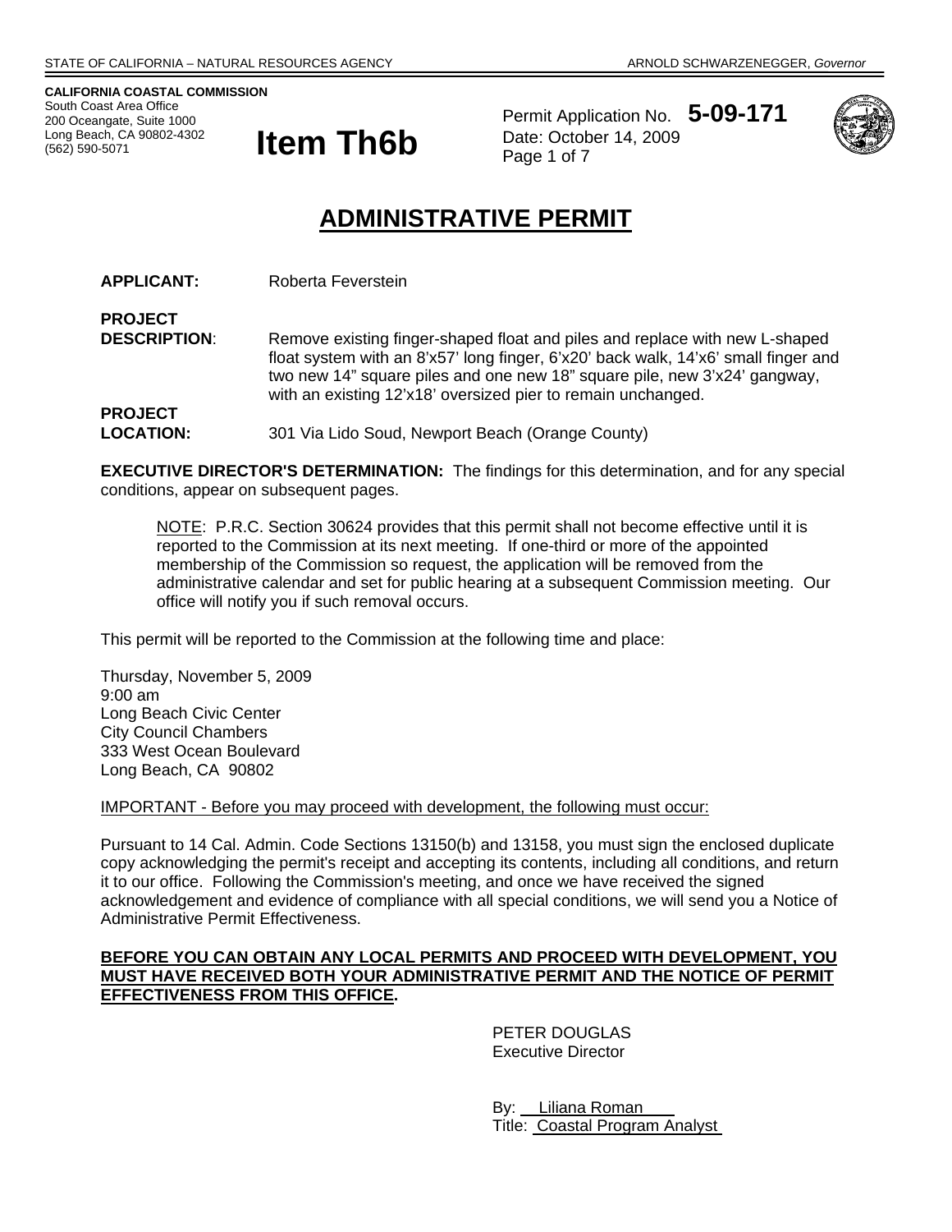STATE OF CALIFORNIA – NATURAL RESOURCES AGENCY ARNOLD SCHWARZENEGGER, *Governor*

**CALIFORNIA COASTAL COMMISSION**
South Coast Area Office
200 Oceangate, Suite 1000
Long Beach, CA 90802-4302
(562) 590-5071

# Item Th6b

Permit Application No. **5-09-171**
Date: October 14, 2009

# ADMINISTRATIVE PERMIT

**APPLICANT:** Roberta Feverstein

**PROJECT DESCRIPTION**: Remove existing finger-shaped float and piles and replace with new L-shaped float system with an 8'x57' long finger, 6'x20' back walk, 14'x6' small finger and two new 14" square piles and one new 18" square pile, new 3'x24' gangway, with an existing 12'x18' oversized pier to remain unchanged.

**PROJECT LOCATION:** 301 Via Lido Soud, Newport Beach (Orange County)

**EXECUTIVE DIRECTOR'S DETERMINATION:** The findings for this determination, and for any special conditions, appear on subsequent pages.

> NOTE: P.R.C. Section 30624 provides that this permit shall not become effective until it is reported to the Commission at its next meeting. If one-third or more of the appointed membership of the Commission so request, the application will be removed from the administrative calendar and set for public hearing at a subsequent Commission meeting. Our office will notify you if such removal occurs.

This permit will be reported to the Commission at the following time and place:

Thursday, November 5, 2009
9:00 am
Long Beach Civic Center
City Council Chambers
333 West Ocean Boulevard
Long Beach, CA 90802

IMPORTANT - Before you may proceed with development, the following must occur:

Pursuant to 14 Cal. Admin. Code Sections 13150(b) and 13158, you must sign the enclosed duplicate copy acknowledging the permit's receipt and accepting its contents, including all conditions, and return it to our office. Following the Commission's meeting, and once we have received the signed acknowledgement and evidence of compliance with all special conditions, we will send you a Notice of Administrative Permit Effectiveness.

**BEFORE YOU CAN OBTAIN ANY LOCAL PERMITS AND PROCEED WITH DEVELOPMENT, YOU MUST HAVE RECEIVED BOTH YOUR ADMINISTRATIVE PERMIT AND THE NOTICE OF PERMIT EFFECTIVENESS FROM THIS OFFICE.**

PETER DOUGLAS
Executive Director

By: Liliana Roman
Title: Coastal Program Analyst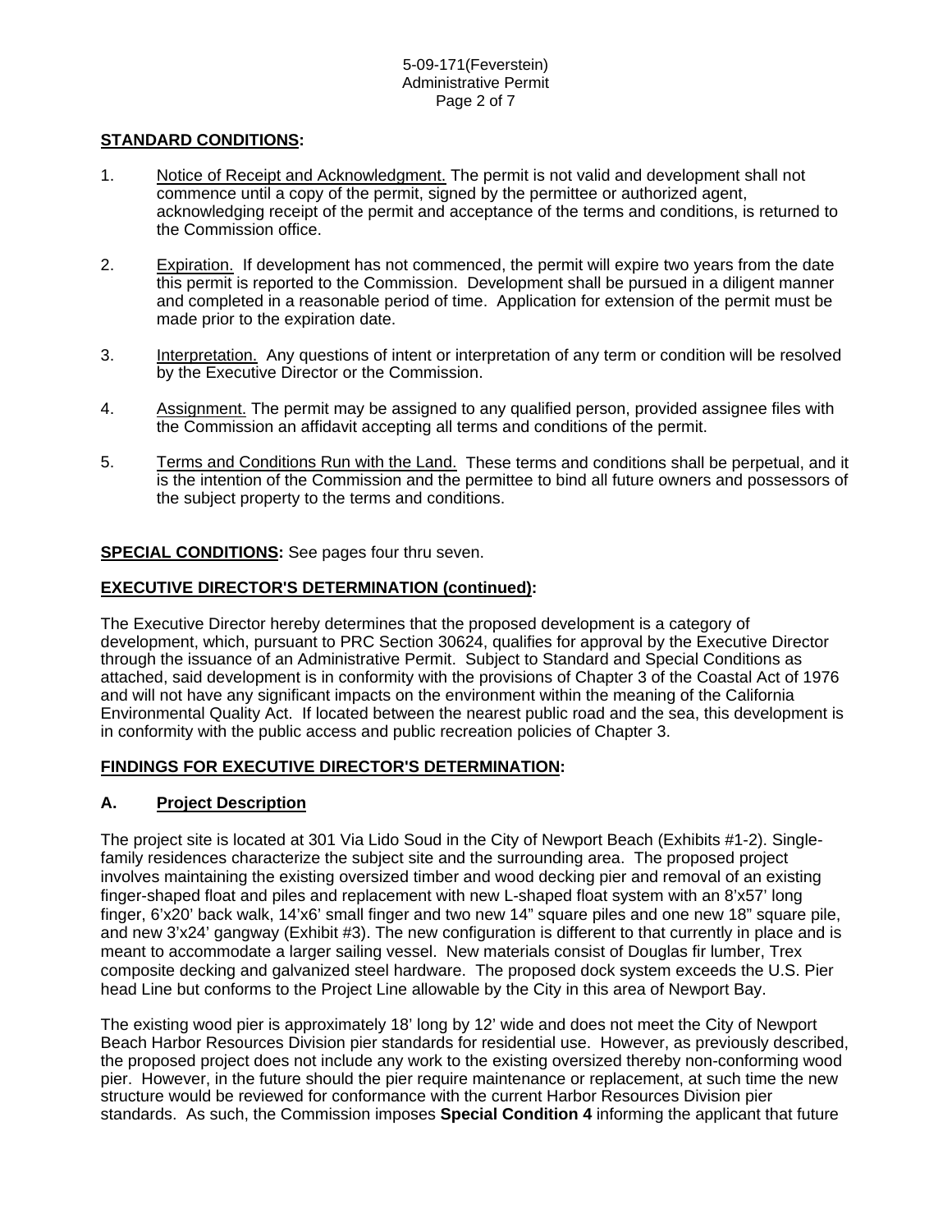**STANDARD CONDITIONS:**

1. Notice of Receipt and Acknowledgment. The permit is not valid and development shall not commence until a copy of the permit, signed by the permittee or authorized agent, acknowledging receipt of the permit and acceptance of the terms and conditions, is returned to the Commission office.

2. Expiration. If development has not commenced, the permit will expire two years from the date this permit is reported to the Commission. Development shall be pursued in a diligent manner and completed in a reasonable period of time. Application for extension of the permit must be made prior to the expiration date.

3. Interpretation. Any questions of intent or interpretation of any term or condition will be resolved by the Executive Director or the Commission.

4. Assignment. The permit may be assigned to any qualified person, provided assignee files with the Commission an affidavit accepting all terms and conditions of the permit.

5. Terms and Conditions Run with the Land. These terms and conditions shall be perpetual, and it is the intention of the Commission and the permittee to bind all future owners and possessors of the subject property to the terms and conditions.

**SPECIAL CONDITIONS:** See pages four thru seven.

**EXECUTIVE DIRECTOR'S DETERMINATION (continued):**

The Executive Director hereby determines that the proposed development is a category of development, which, pursuant to PRC Section 30624, qualifies for approval by the Executive Director through the issuance of an Administrative Permit. Subject to Standard and Special Conditions as attached, said development is in conformity with the provisions of Chapter 3 of the Coastal Act of 1976 and will not have any significant impacts on the environment within the meaning of the California Environmental Quality Act. If located between the nearest public road and the sea, this development is in conformity with the public access and public recreation policies of Chapter 3.

**FINDINGS FOR EXECUTIVE DIRECTOR'S DETERMINATION:**

**A. Project Description**

The project site is located at 301 Via Lido Soud in the City of Newport Beach (Exhibits #1-2). Single-family residences characterize the subject site and the surrounding area. The proposed project involves maintaining the existing oversized timber and wood decking pier and removal of an existing finger-shaped float and piles and replacement with new L-shaped float system with an 8'x57' long finger, 6'x20' back walk, 14'x6' small finger and two new 14" square piles and one new 18" square pile, and new 3'x24' gangway (Exhibit #3). The new configuration is different to that currently in place and is meant to accommodate a larger sailing vessel. New materials consist of Douglas fir lumber, Trex composite decking and galvanized steel hardware. The proposed dock system exceeds the U.S. Pier head Line but conforms to the Project Line allowable by the City in this area of Newport Bay.

The existing wood pier is approximately 18' long by 12' wide and does not meet the City of Newport Beach Harbor Resources Division pier standards for residential use. However, as previously described, the proposed project does not include any work to the existing oversized thereby non-conforming wood pier. However, in the future should the pier require maintenance or replacement, at such time the new structure would be reviewed for conformance with the current Harbor Resources Division pier standards. As such, the Commission imposes **Special Condition 4** informing the applicant that future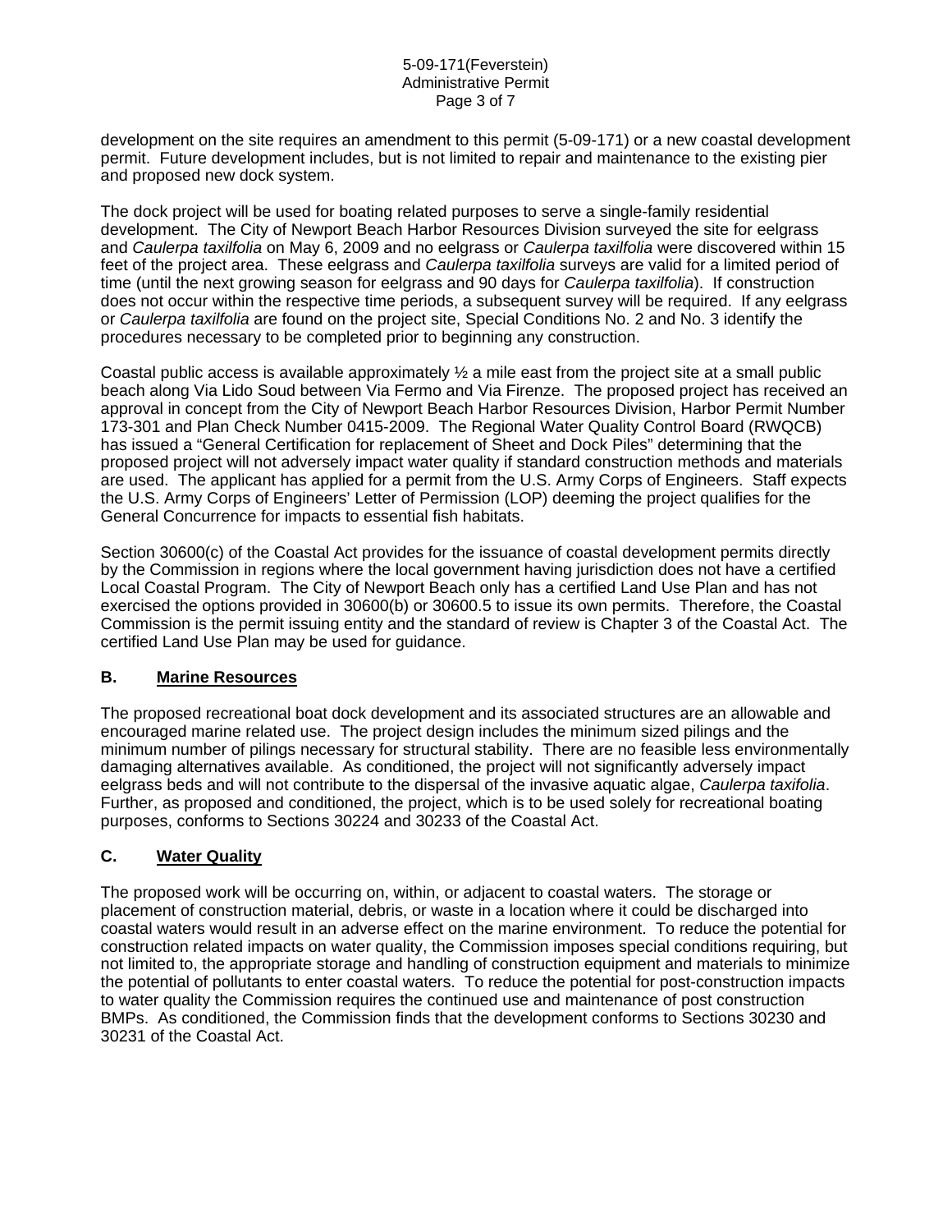development on the site requires an amendment to this permit (5-09-171) or a new coastal development permit. Future development includes, but is not limited to repair and maintenance to the existing pier and proposed new dock system.

The dock project will be used for boating related purposes to serve a single-family residential development. The City of Newport Beach Harbor Resources Division surveyed the site for eelgrass and *Caulerpa taxilfolia* on May 6, 2009 and no eelgrass or *Caulerpa taxilfolia* were discovered within 15 feet of the project area. These eelgrass and *Caulerpa taxilfolia* surveys are valid for a limited period of time (until the next growing season for eelgrass and 90 days for *Caulerpa taxilfolia*). If construction does not occur within the respective time periods, a subsequent survey will be required. If any eelgrass or *Caulerpa taxilfolia* are found on the project site, Special Conditions No. 2 and No. 3 identify the procedures necessary to be completed prior to beginning any construction.

Coastal public access is available approximately ½ a mile east from the project site at a small public beach along Via Lido Soud between Via Fermo and Via Firenze. The proposed project has received an approval in concept from the City of Newport Beach Harbor Resources Division, Harbor Permit Number 173-301 and Plan Check Number 0415-2009. The Regional Water Quality Control Board (RWQCB) has issued a "General Certification for replacement of Sheet and Dock Piles" determining that the proposed project will not adversely impact water quality if standard construction methods and materials are used. The applicant has applied for a permit from the U.S. Army Corps of Engineers. Staff expects the U.S. Army Corps of Engineers' Letter of Permission (LOP) deeming the project qualifies for the General Concurrence for impacts to essential fish habitats.

Section 30600(c) of the Coastal Act provides for the issuance of coastal development permits directly by the Commission in regions where the local government having jurisdiction does not have a certified Local Coastal Program. The City of Newport Beach only has a certified Land Use Plan and has not exercised the options provided in 30600(b) or 30600.5 to issue its own permits. Therefore, the Coastal Commission is the permit issuing entity and the standard of review is Chapter 3 of the Coastal Act. The certified Land Use Plan may be used for guidance.

## B. Marine Resources

The proposed recreational boat dock development and its associated structures are an allowable and encouraged marine related use. The project design includes the minimum sized pilings and the minimum number of pilings necessary for structural stability. There are no feasible less environmentally damaging alternatives available. As conditioned, the project will not significantly adversely impact eelgrass beds and will not contribute to the dispersal of the invasive aquatic algae, *Caulerpa taxifolia*. Further, as proposed and conditioned, the project, which is to be used solely for recreational boating purposes, conforms to Sections 30224 and 30233 of the Coastal Act.

## C. Water Quality

The proposed work will be occurring on, within, or adjacent to coastal waters. The storage or placement of construction material, debris, or waste in a location where it could be discharged into coastal waters would result in an adverse effect on the marine environment. To reduce the potential for construction related impacts on water quality, the Commission imposes special conditions requiring, but not limited to, the appropriate storage and handling of construction equipment and materials to minimize the potential of pollutants to enter coastal waters. To reduce the potential for post-construction impacts to water quality the Commission requires the continued use and maintenance of post construction BMPs. As conditioned, the Commission finds that the development conforms to Sections 30230 and 30231 of the Coastal Act.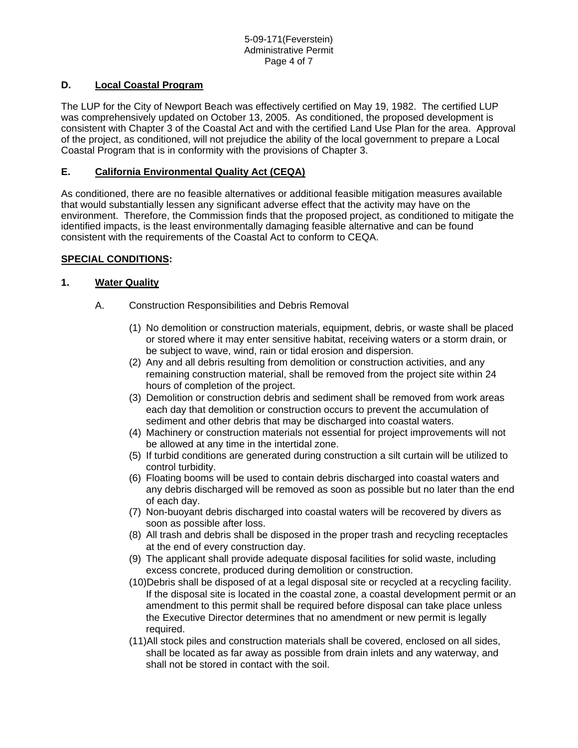### D. Local Coastal Program

The LUP for the City of Newport Beach was effectively certified on May 19, 1982. The certified LUP was comprehensively updated on October 13, 2005. As conditioned, the proposed development is consistent with Chapter 3 of the Coastal Act and with the certified Land Use Plan for the area. Approval of the project, as conditioned, will not prejudice the ability of the local government to prepare a Local Coastal Program that is in conformity with the provisions of Chapter 3.

### E. California Environmental Quality Act (CEQA)

As conditioned, there are no feasible alternatives or additional feasible mitigation measures available that would substantially lessen any significant adverse effect that the activity may have on the environment. Therefore, the Commission finds that the proposed project, as conditioned to mitigate the identified impacts, is the least environmentally damaging feasible alternative and can be found consistent with the requirements of the Coastal Act to conform to CEQA.

## SPECIAL CONDITIONS:

### 1. Water Quality

A. Construction Responsibilities and Debris Removal

(1) No demolition or construction materials, equipment, debris, or waste shall be placed or stored where it may enter sensitive habitat, receiving waters or a storm drain, or be subject to wave, wind, rain or tidal erosion and dispersion.

(2) Any and all debris resulting from demolition or construction activities, and any remaining construction material, shall be removed from the project site within 24 hours of completion of the project.

(3) Demolition or construction debris and sediment shall be removed from work areas each day that demolition or construction occurs to prevent the accumulation of sediment and other debris that may be discharged into coastal waters.

(4) Machinery or construction materials not essential for project improvements will not be allowed at any time in the intertidal zone.

(5) If turbid conditions are generated during construction a silt curtain will be utilized to control turbidity.

(6) Floating booms will be used to contain debris discharged into coastal waters and any debris discharged will be removed as soon as possible but no later than the end of each day.

(7) Non-buoyant debris discharged into coastal waters will be recovered by divers as soon as possible after loss.

(8) All trash and debris shall be disposed in the proper trash and recycling receptacles at the end of every construction day.

(9) The applicant shall provide adequate disposal facilities for solid waste, including excess concrete, produced during demolition or construction.

(10) Debris shall be disposed of at a legal disposal site or recycled at a recycling facility. If the disposal site is located in the coastal zone, a coastal development permit or an amendment to this permit shall be required before disposal can take place unless the Executive Director determines that no amendment or new permit is legally required.

(11) All stock piles and construction materials shall be covered, enclosed on all sides, shall be located as far away as possible from drain inlets and any waterway, and shall not be stored in contact with the soil.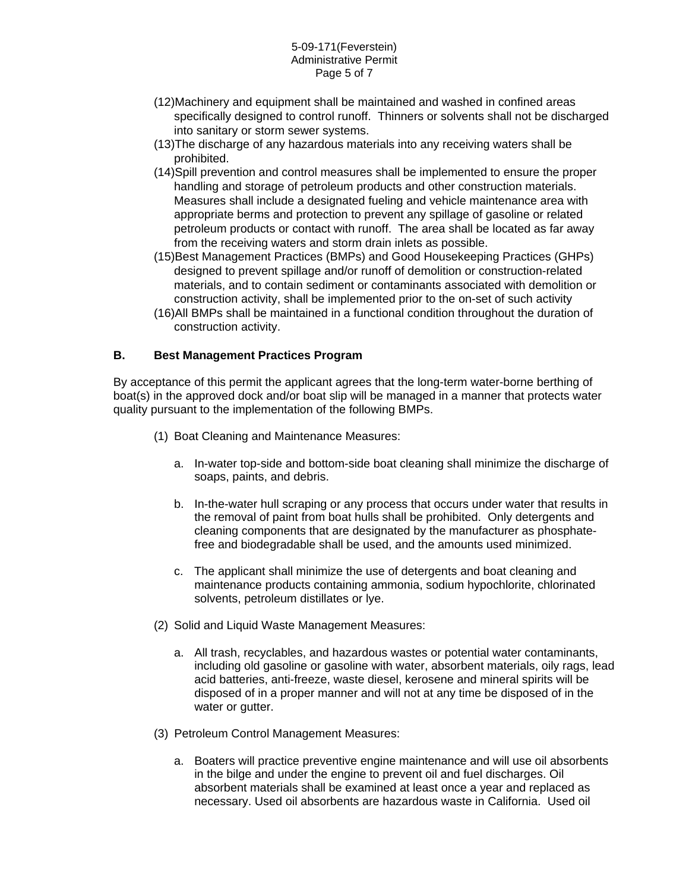(12) Machinery and equipment shall be maintained and washed in confined areas specifically designed to control runoff. Thinners or solvents shall not be discharged into sanitary or storm sewer systems.

(13) The discharge of any hazardous materials into any receiving waters shall be prohibited.

(14) Spill prevention and control measures shall be implemented to ensure the proper handling and storage of petroleum products and other construction materials. Measures shall include a designated fueling and vehicle maintenance area with appropriate berms and protection to prevent any spillage of gasoline or related petroleum products or contact with runoff. The area shall be located as far away from the receiving waters and storm drain inlets as possible.

(15) Best Management Practices (BMPs) and Good Housekeeping Practices (GHPs) designed to prevent spillage and/or runoff of demolition or construction-related materials, and to contain sediment or contaminants associated with demolition or construction activity, shall be implemented prior to the on-set of such activity

(16) All BMPs shall be maintained in a functional condition throughout the duration of construction activity.

## B. Best Management Practices Program

By acceptance of this permit the applicant agrees that the long-term water-borne berthing of boat(s) in the approved dock and/or boat slip will be managed in a manner that protects water quality pursuant to the implementation of the following BMPs.

(1) Boat Cleaning and Maintenance Measures:

a. In-water top-side and bottom-side boat cleaning shall minimize the discharge of soaps, paints, and debris.

b. In-the-water hull scraping or any process that occurs under water that results in the removal of paint from boat hulls shall be prohibited. Only detergents and cleaning components that are designated by the manufacturer as phosphate-free and biodegradable shall be used, and the amounts used minimized.

c. The applicant shall minimize the use of detergents and boat cleaning and maintenance products containing ammonia, sodium hypochlorite, chlorinated solvents, petroleum distillates or lye.

(2) Solid and Liquid Waste Management Measures:

a. All trash, recyclables, and hazardous wastes or potential water contaminants, including old gasoline or gasoline with water, absorbent materials, oily rags, lead acid batteries, anti-freeze, waste diesel, kerosene and mineral spirits will be disposed of in a proper manner and will not at any time be disposed of in the water or gutter.

(3) Petroleum Control Management Measures:

a. Boaters will practice preventive engine maintenance and will use oil absorbents in the bilge and under the engine to prevent oil and fuel discharges. Oil absorbent materials shall be examined at least once a year and replaced as necessary. Used oil absorbents are hazardous waste in California. Used oil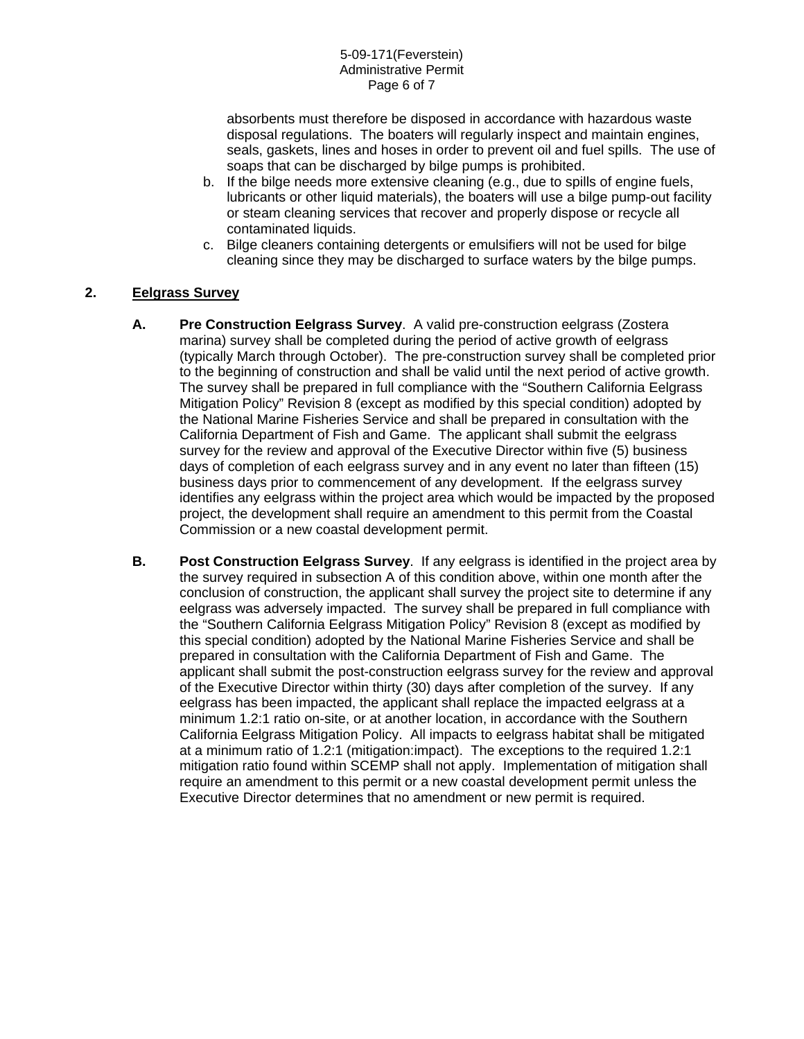absorbents must therefore be disposed in accordance with hazardous waste disposal regulations. The boaters will regularly inspect and maintain engines, seals, gaskets, lines and hoses in order to prevent oil and fuel spills. The use of soaps that can be discharged by bilge pumps is prohibited.

b. If the bilge needs more extensive cleaning (e.g., due to spills of engine fuels, lubricants or other liquid materials), the boaters will use a bilge pump-out facility or steam cleaning services that recover and properly dispose or recycle all contaminated liquids.

c. Bilge cleaners containing detergents or emulsifiers will not be used for bilge cleaning since they may be discharged to surface waters by the bilge pumps.

**2. <u>Eelgrass Survey</u>**

**A. Pre Construction Eelgrass Survey**. A valid pre-construction eelgrass (Zostera marina) survey shall be completed during the period of active growth of eelgrass (typically March through October). The pre-construction survey shall be completed prior to the beginning of construction and shall be valid until the next period of active growth. The survey shall be prepared in full compliance with the "Southern California Eelgrass Mitigation Policy" Revision 8 (except as modified by this special condition) adopted by the National Marine Fisheries Service and shall be prepared in consultation with the California Department of Fish and Game. The applicant shall submit the eelgrass survey for the review and approval of the Executive Director within five (5) business days of completion of each eelgrass survey and in any event no later than fifteen (15) business days prior to commencement of any development. If the eelgrass survey identifies any eelgrass within the project area which would be impacted by the proposed project, the development shall require an amendment to this permit from the Coastal Commission or a new coastal development permit.

**B. Post Construction Eelgrass Survey**. If any eelgrass is identified in the project area by the survey required in subsection A of this condition above, within one month after the conclusion of construction, the applicant shall survey the project site to determine if any eelgrass was adversely impacted. The survey shall be prepared in full compliance with the "Southern California Eelgrass Mitigation Policy" Revision 8 (except as modified by this special condition) adopted by the National Marine Fisheries Service and shall be prepared in consultation with the California Department of Fish and Game. The applicant shall submit the post-construction eelgrass survey for the review and approval of the Executive Director within thirty (30) days after completion of the survey. If any eelgrass has been impacted, the applicant shall replace the impacted eelgrass at a minimum 1.2:1 ratio on-site, or at another location, in accordance with the Southern California Eelgrass Mitigation Policy. All impacts to eelgrass habitat shall be mitigated at a minimum ratio of 1.2:1 (mitigation:impact). The exceptions to the required 1.2:1 mitigation ratio found within SCEMP shall not apply. Implementation of mitigation shall require an amendment to this permit or a new coastal development permit unless the Executive Director determines that no amendment or new permit is required.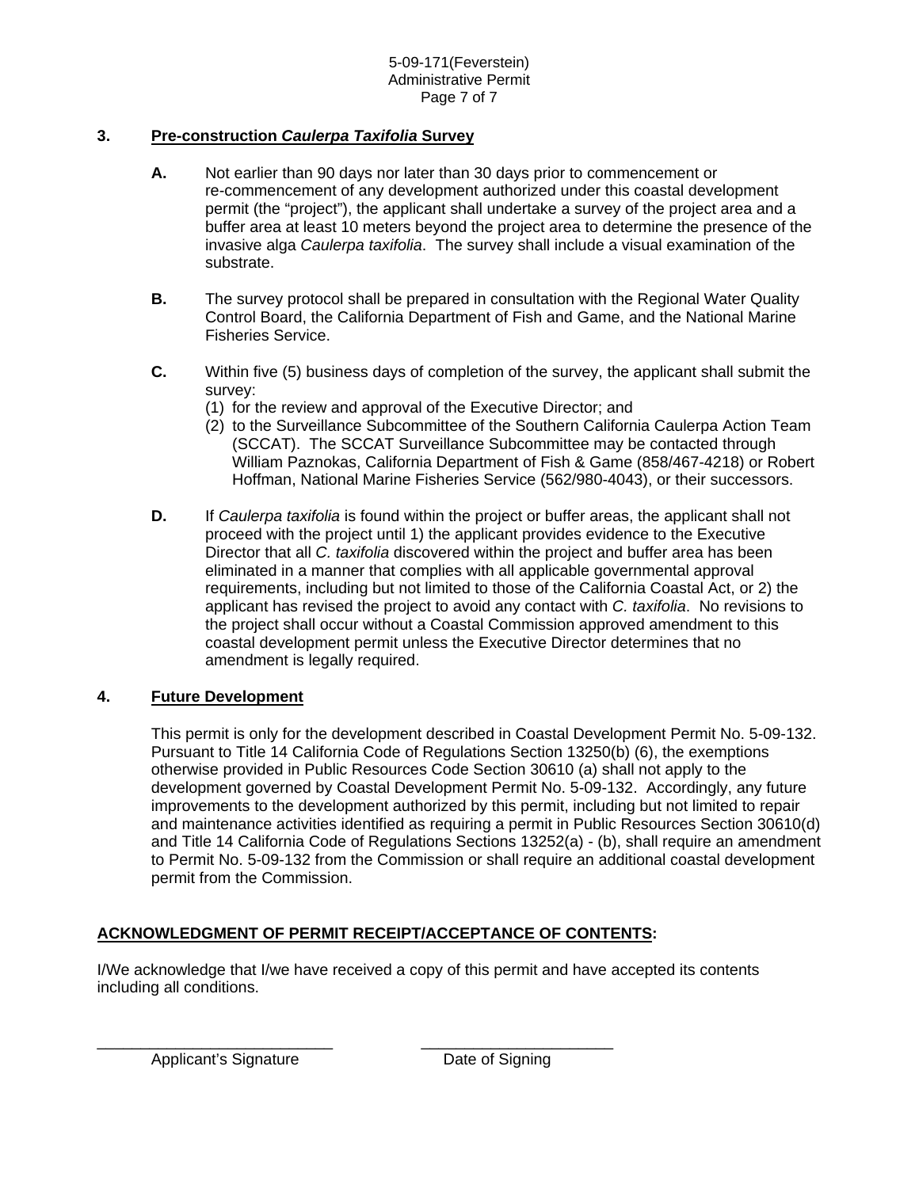### 3. Pre-construction *Caulerpa Taxifolia* Survey

**A.** Not earlier than 90 days nor later than 30 days prior to commencement or re-commencement of any development authorized under this coastal development permit (the "project"), the applicant shall undertake a survey of the project area and a buffer area at least 10 meters beyond the project area to determine the presence of the invasive alga *Caulerpa taxifolia*. The survey shall include a visual examination of the substrate.

**B.** The survey protocol shall be prepared in consultation with the Regional Water Quality Control Board, the California Department of Fish and Game, and the National Marine Fisheries Service.

**C.** Within five (5) business days of completion of the survey, the applicant shall submit the survey:

(1) for the review and approval of the Executive Director; and

(2) to the Surveillance Subcommittee of the Southern California Caulerpa Action Team (SCCAT). The SCCAT Surveillance Subcommittee may be contacted through William Paznokas, California Department of Fish & Game (858/467-4218) or Robert Hoffman, National Marine Fisheries Service (562/980-4043), or their successors.

**D.** If *Caulerpa taxifolia* is found within the project or buffer areas, the applicant shall not proceed with the project until 1) the applicant provides evidence to the Executive Director that all *C. taxifolia* discovered within the project and buffer area has been eliminated in a manner that complies with all applicable governmental approval requirements, including but not limited to those of the California Coastal Act, or 2) the applicant has revised the project to avoid any contact with *C. taxifolia*. No revisions to the project shall occur without a Coastal Commission approved amendment to this coastal development permit unless the Executive Director determines that no amendment is legally required.

### 4. Future Development

This permit is only for the development described in Coastal Development Permit No. 5-09-132. Pursuant to Title 14 California Code of Regulations Section 13250(b) (6), the exemptions otherwise provided in Public Resources Code Section 30610 (a) shall not apply to the development governed by Coastal Development Permit No. 5-09-132. Accordingly, any future improvements to the development authorized by this permit, including but not limited to repair and maintenance activities identified as requiring a permit in Public Resources Section 30610(d) and Title 14 California Code of Regulations Sections 13252(a) - (b), shall require an amendment to Permit No. 5-09-132 from the Commission or shall require an additional coastal development permit from the Commission.

## ACKNOWLEDGMENT OF PERMIT RECEIPT/ACCEPTANCE OF CONTENTS:

I/We acknowledge that I/we have received a copy of this permit and have accepted its contents including all conditions.

\_\_\_\_\_\_\_\_\_\_\_\_\_\_\_\_\_\_\_\_\_\_\_\_\_\_\_ \_\_\_\_\_\_\_\_\_\_\_\_\_\_\_\_\_\_\_\_\_\_

Applicant's Signature                Date of Signing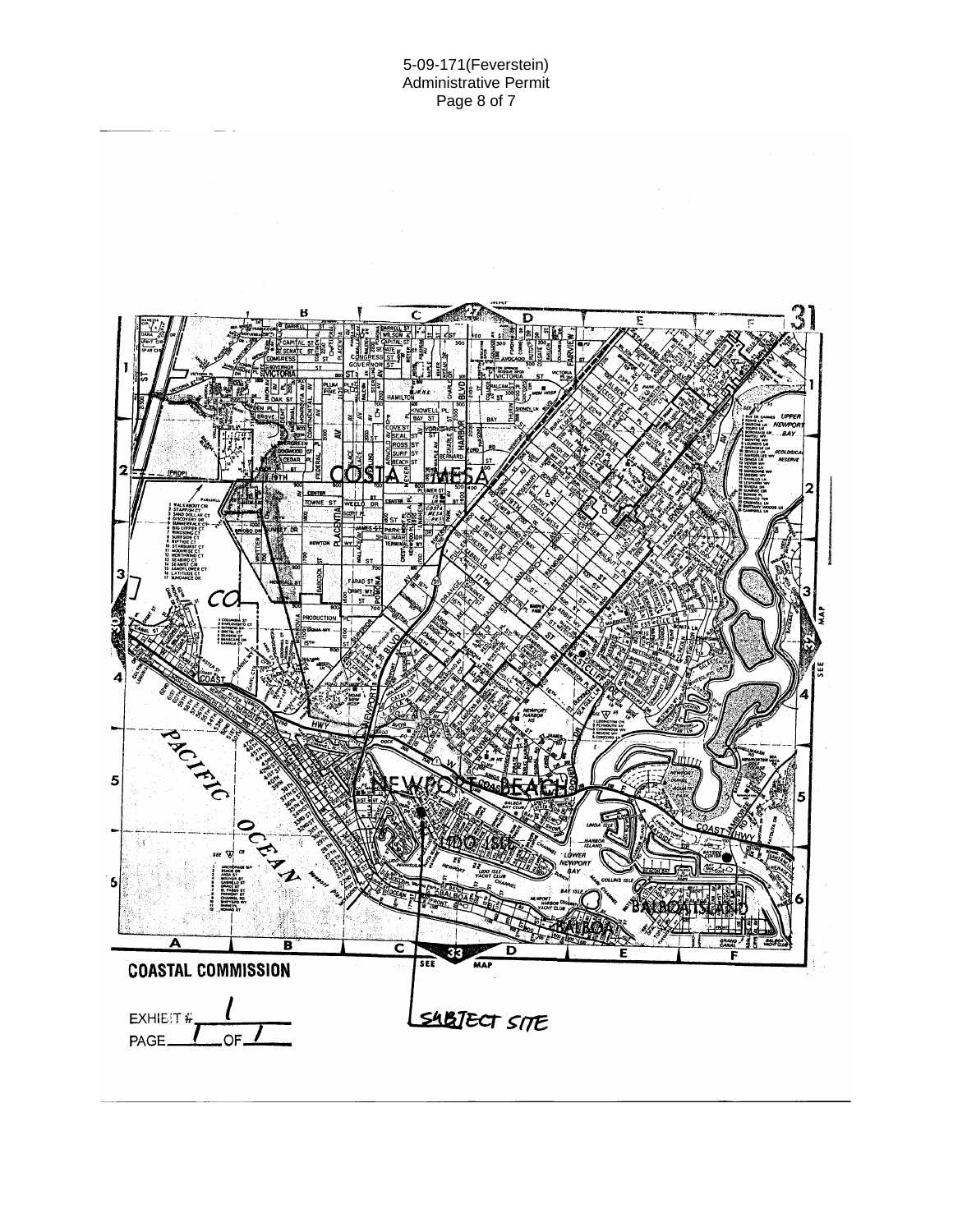5-09-171(Feverstein)
Administrative Permit

**COASTAL COMMISSION**

EXHIBIT # 1
PAGE 1 OF 1

SUBJECT SITE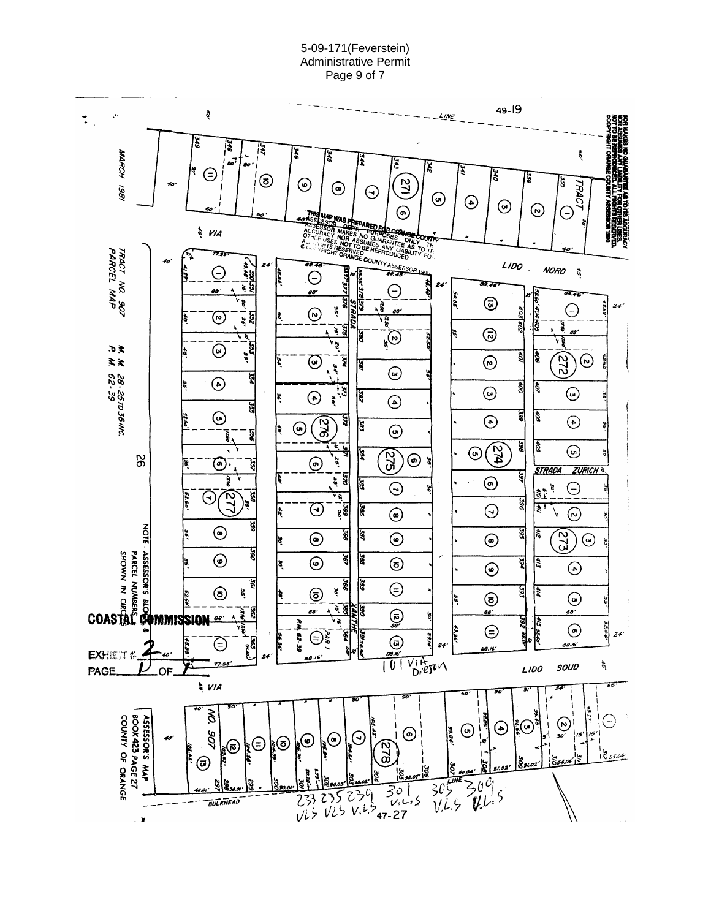5-09-171(Feverstein)
Administrative Permit
Page 9 of 7

49-19

SOB MAKES NO GUARANTEE AS TO ITS ACCURACY NOR ASSUMES ANY LIABILITY FOR OTHER USES. NOT TO BE REPRODUCED. ALL RIGHTS RESERVED. COPYRIGHT ORANGE COUNTY ASSESSOR 1980

MARCH 1981

TRACT

VIA

LIDO NORD

THIS MAP WAS PREPARED FOR ORANGE COUNTY ASSESSOR DEPT. PURPOSES ONLY. THE ASSESSOR MAKES NO GUARANTEE AS TO ITS ACCURACY NOR ASSUMES ANY LIABILITY FOR OTHER USES. NOT TO BE REPRODUCED. ALL RIGHTS RESERVED. © COPYRIGHT ORANGE COUNTY ASSESSOR 1980

TRACT NO. 907
PARCEL MAP

M. M. 28 - 25 TO 36 INC.
P. M. 62-39

STRADA

STRADA ZURICH

XANTHE

NOTE - ASSESSOR'S BLOCK & PARCEL NUMBERS SHOWN IN CIRCLES

COASTAL COMMISSION

EXHIBIT # 2
PAGE 1 OF 2

101 Via Dijon

LIDO SOUD

VIA

NO. 907

ASSESSOR'S MAP
BOOK 423 PAGE 27
COUNTY OF ORANGE

BULKHEAD

233 235 239 301 305 309
VLS VLS VLS VLS VLS VLS

47-27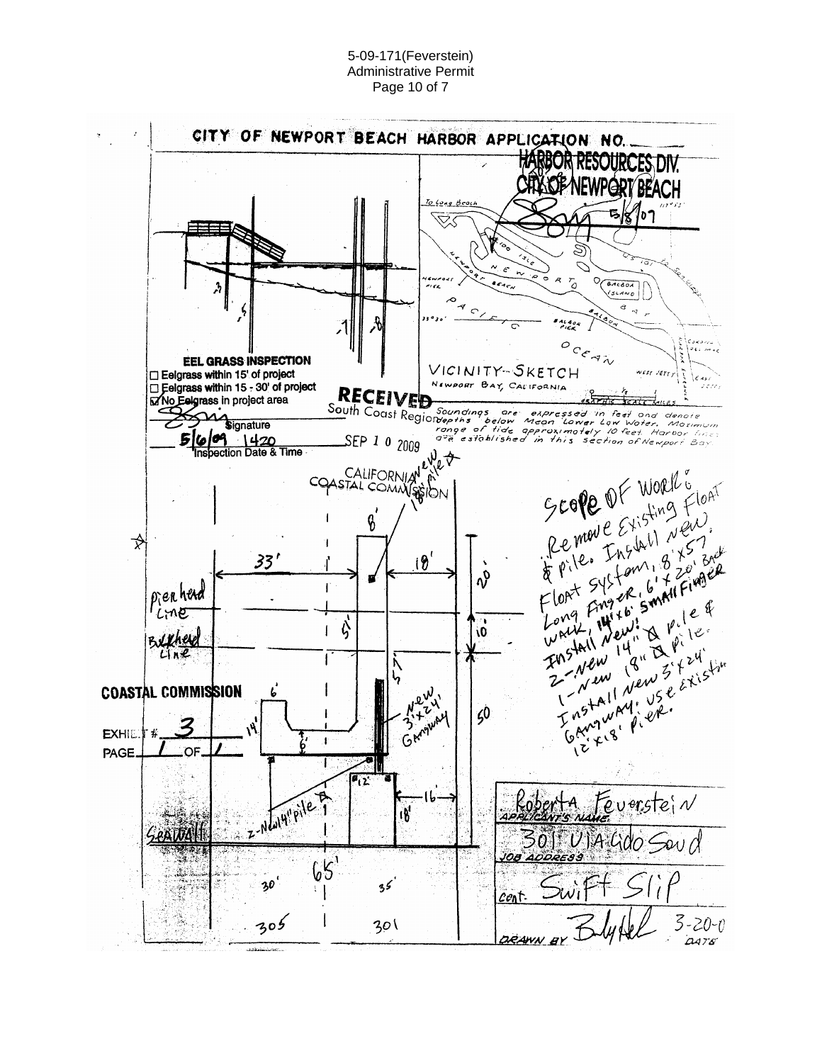# CITY OF NEWPORT BEACH HARBOR APPLICATION NO. ______

HARBOR RESOURCES DIV.
CITY OF NEWPORT BEACH
5/8/07

**EEL GRASS INSPECTION**

☐ Eelgrass within 15' of project
☐ Eelgrass within 15 - 30' of project
☑ No Eelgrass in project area

Signature

5/6/09 1420
Inspection Date & Time

VICINITY SKETCH
NEWPORT BAY, CALIFORNIA

Soundings are expressed in feet and denote depths below Mean Lower Low Water. Maximum range of tide approximately 10 feet. Harbor lines are established in this section of Newport Bay.

RECEIVED
South Coast Region
SEP 1 0 2009
CALIFORNIA
COASTAL COMMISSION

new pile
18" ☒

8'
33'
18'
20'
10'
5'
5'
6'
14'
6'
12'
16'
18'
50
65'
30'
35'

Pierhead Line
Bulkhead Line
new 3'x24' Gangway
2-New 14" pile ☒
Seawall
305
301

Scope OF Work:
Remove Existing Float & pile. Install new Float System, 8'x57' Back WALK, 6'x20' Long Finger, 14"x6' SMAll Finger
Install New: ☒ pile &
2-New 14" ☒ pile.
1-New 18" ☒ pile
Install new 3'x24' GAngway. Use Existing 12'x18' Pier.

**COASTAL COMMISSION**

EXHIBIT # 3

PAGE 1 OF 1

Roberta Feverstein
APPLICANT'S NAME

301 Via Lido Soud
JOB ADDRESS

Cont. Swift Slip

DRAWN BY ________ 3-20-0
DATE